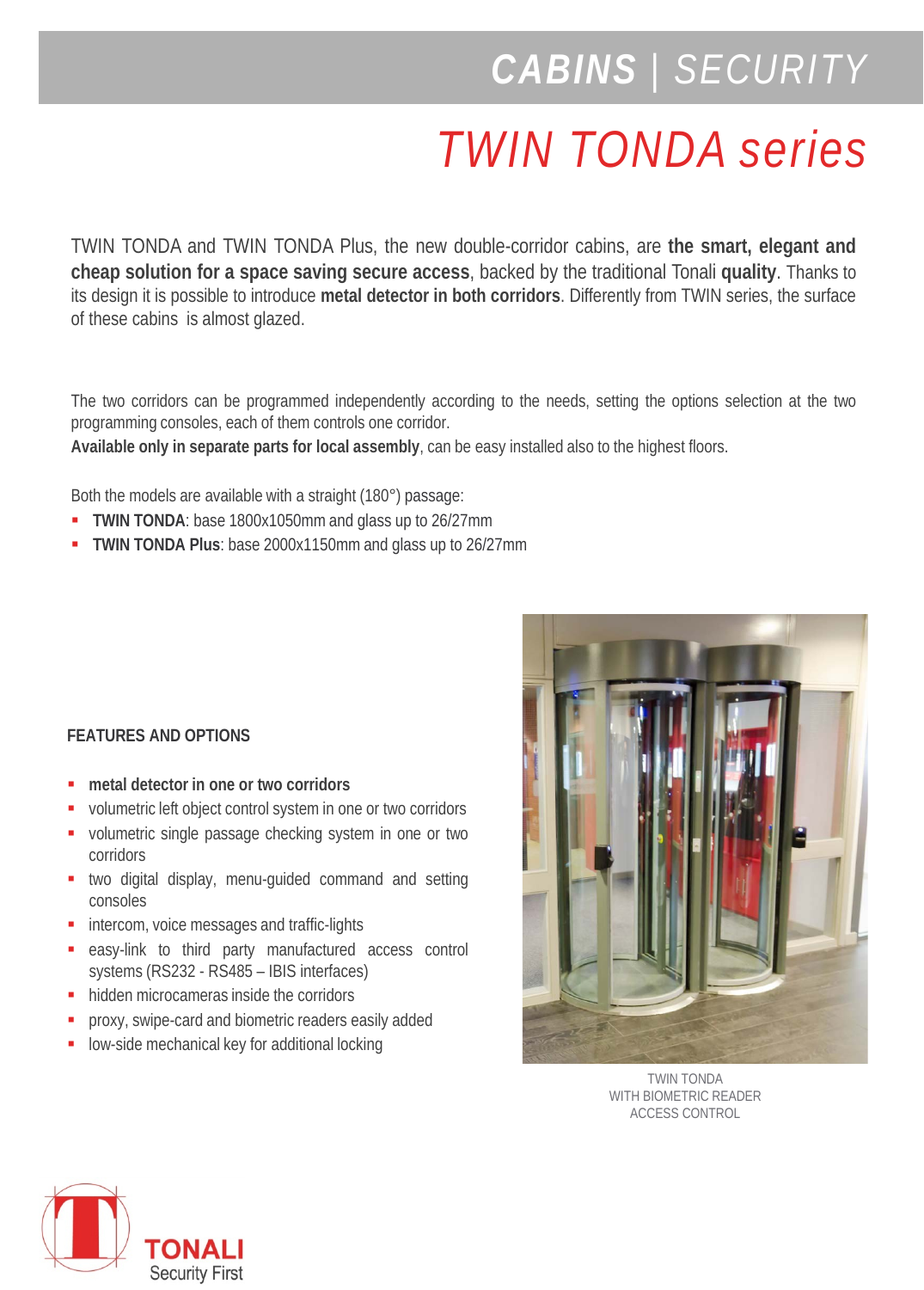# CABINS | SECURITY

# TWIN TONDA series

TWIN TONDA and TWIN TONDA Plus, the new double-corridor cabins, are **the smart, elegant and cheap solution for a space saving secure access**, backed by the traditional Tonali **quality**. Thanks to its design it is possible to introduce **metal detector in both corridors**. Differently from TWIN series, the surface of these cabins is almost glazed.

The two corridors can be programmed independently according to the needs, setting the options selection at the two programming consoles, each of them controls one corridor.

**Available only in separate parts for local assembly**, can be easy installed also to the highest floors.

Both the models are available with a straight (180°) passage:

- **TWIN TONDA**: base 1800x1050mm and glass up to 26/27mm
- **TWIN TONDA Plus**: base 2000x1150mm and glass up to 26/27mm

## FEATURES AND OPTIONS

- **metal detector in one or two corridors**
- volumetric left object control system in one or two corridors
- volumetric single passage checking system in one or two corridors
- two digital display, menu-guided command and setting consoles
- intercom, voice messages and traffic-lights
- easy-link to third party manufactured access control systems (RS232 - RS485 – IBIS interfaces)
- hidden microcameras inside the corridors
- proxy, swipe-card and biometric readers easily added
- low-side mechanical key for additional locking

TWIN TONDA
WITH BIOMETRIC READER
ACCESS CONTROL

TONALI
Security First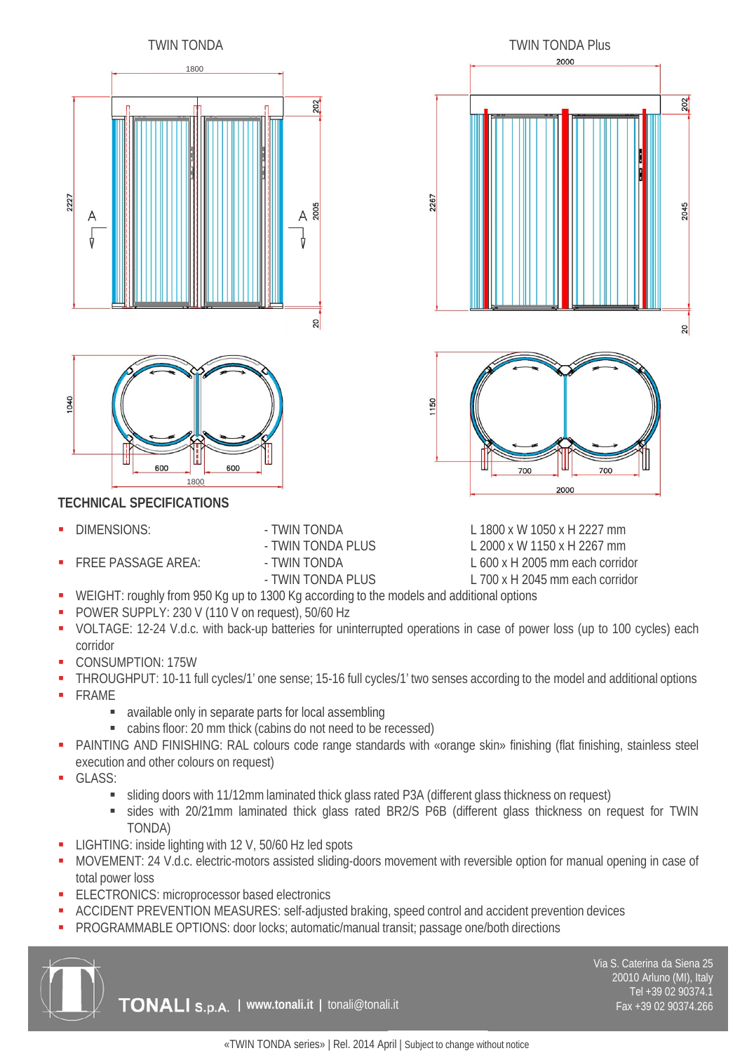TWIN TONDA

1800

2227

202

2005

20

A

A

1040

600

600

1800

TWIN TONDA Plus

2000

2267

202

2045

20

1150

700

700

2000

## TECHNICAL SPECIFICATIONS

- DIMENSIONS: - TWIN TONDA L 1800 x W 1050 x H 2227 mm
  - TWIN TONDA PLUS L 2000 x W 1150 x H 2267 mm
- FREE PASSAGE AREA: - TWIN TONDA L 600 x H 2005 mm each corridor
  - TWIN TONDA PLUS L 700 x H 2045 mm each corridor
- WEIGHT: roughly from 950 Kg up to 1300 Kg according to the models and additional options
- POWER SUPPLY: 230 V (110 V on request), 50/60 Hz
- VOLTAGE: 12-24 V.d.c. with back-up batteries for uninterrupted operations in case of power loss (up to 100 cycles) each corridor
- CONSUMPTION: 175W
- THROUGHPUT: 10-11 full cycles/1' one sense; 15-16 full cycles/1' two senses according to the model and additional options
- FRAME
  - available only in separate parts for local assembling
  - cabins floor: 20 mm thick (cabins do not need to be recessed)
- PAINTING AND FINISHING: RAL colours code range standards with «orange skin» finishing (flat finishing, stainless steel execution and other colours on request)
- GLASS:
  - sliding doors with 11/12mm laminated thick glass rated P3A (different glass thickness on request)
  - sides with 20/21mm laminated thick glass rated BR2/S P6B (different glass thickness on request for TWIN TONDA)
- LIGHTING: inside lighting with 12 V, 50/60 Hz led spots
- MOVEMENT: 24 V.d.c. electric-motors assisted sliding-doors movement with reversible option for manual opening in case of total power loss
- ELECTRONICS: microprocessor based electronics
- ACCIDENT PREVENTION MEASURES: self-adjusted braking, speed control and accident prevention devices
- PROGRAMMABLE OPTIONS: door locks; automatic/manual transit; passage one/both directions

TONALI S.p.A. | www.tonali.it | tonali@tonali.it

Via S. Caterina da Siena 25
20010 Arluno (MI), Italy
Tel +39 02 90374.1
Fax +39 02 90374.266

«TWIN TONDA series» | Rel. 2014 April | Subject to change without notice